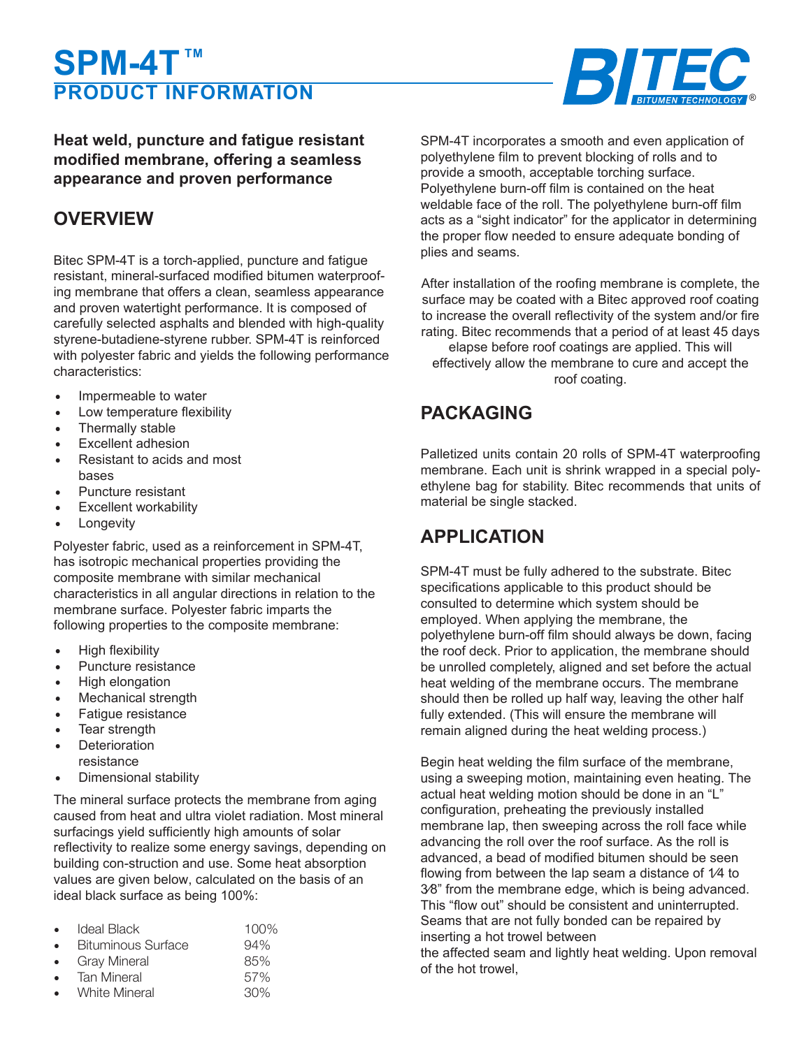# SPM-4T™

## PRODUCT INFORMATION

**Heat weld, puncture and fatigue resistant modified membrane, offering a seamless appearance and proven performance**

## OVERVIEW

Bitec SPM-4T is a torch-applied, puncture and fatigue resistant, mineral-surfaced modified bitumen waterproofing membrane that offers a clean, seamless appearance and proven watertight performance. It is composed of carefully selected asphalts and blended with high-quality styrene-butadiene-styrene rubber. SPM-4T is reinforced with polyester fabric and yields the following performance characteristics:

- Impermeable to water
- Low temperature flexibility
- Thermally stable
- Excellent adhesion
- Resistant to acids and most bases
- Puncture resistant
- Excellent workability
- Longevity

Polyester fabric, used as a reinforcement in SPM-4T, has isotropic mechanical properties providing the composite membrane with similar mechanical characteristics in all angular directions in relation to the membrane surface. Polyester fabric imparts the following properties to the composite membrane:

- High flexibility
- Puncture resistance
- High elongation
- Mechanical strength
- Fatigue resistance
- Tear strength
- Deterioration resistance
- Dimensional stability

The mineral surface protects the membrane from aging caused from heat and ultra violet radiation. Most mineral surfacings yield sufficiently high amounts of solar reflectivity to realize some energy savings, depending on building con-struction and use. Some heat absorption values are given below, calculated on the basis of an ideal black surface as being 100%:

- Ideal Black 100%
- Bituminous Surface 94%
- Gray Mineral 85%
- Tan Mineral 57%
- White Mineral 30%

SPM-4T incorporates a smooth and even application of polyethylene film to prevent blocking of rolls and to provide a smooth, acceptable torching surface. Polyethylene burn-off film is contained on the heat weldable face of the roll. The polyethylene burn-off film acts as a “sight indicator” for the applicator in determining the proper flow needed to ensure adequate bonding of plies and seams.

After installation of the roofing membrane is complete, the surface may be coated with a Bitec approved roof coating to increase the overall reflectivity of the system and/or fire rating. Bitec recommends that a period of at least 45 days elapse before roof coatings are applied. This will effectively allow the membrane to cure and accept the roof coating.

## PACKAGING

Palletized units contain 20 rolls of SPM-4T waterproofing membrane. Each unit is shrink wrapped in a special polyethylene bag for stability. Bitec recommends that units of material be single stacked.

## APPLICATION

SPM-4T must be fully adhered to the substrate. Bitec specifications applicable to this product should be consulted to determine which system should be employed. When applying the membrane, the polyethylene burn-off film should always be down, facing the roof deck. Prior to application, the membrane should be unrolled completely, aligned and set before the actual heat welding of the membrane occurs. The membrane should then be rolled up half way, leaving the other half fully extended. (This will ensure the membrane will remain aligned during the heat welding process.)

Begin heat welding the film surface of the membrane, using a sweeping motion, maintaining even heating. The actual heat welding motion should be done in an “L” configuration, preheating the previously installed membrane lap, then sweeping across the roll face while advancing the roll over the roof surface. As the roll is advanced, a bead of modified bitumen should be seen flowing from between the lap seam a distance of 1⁄4 to 3⁄8” from the membrane edge, which is being advanced. This “flow out” should be consistent and uninterrupted. Seams that are not fully bonded can be repaired by inserting a hot trowel between the affected seam and lightly heat welding. Upon removal of the hot trowel,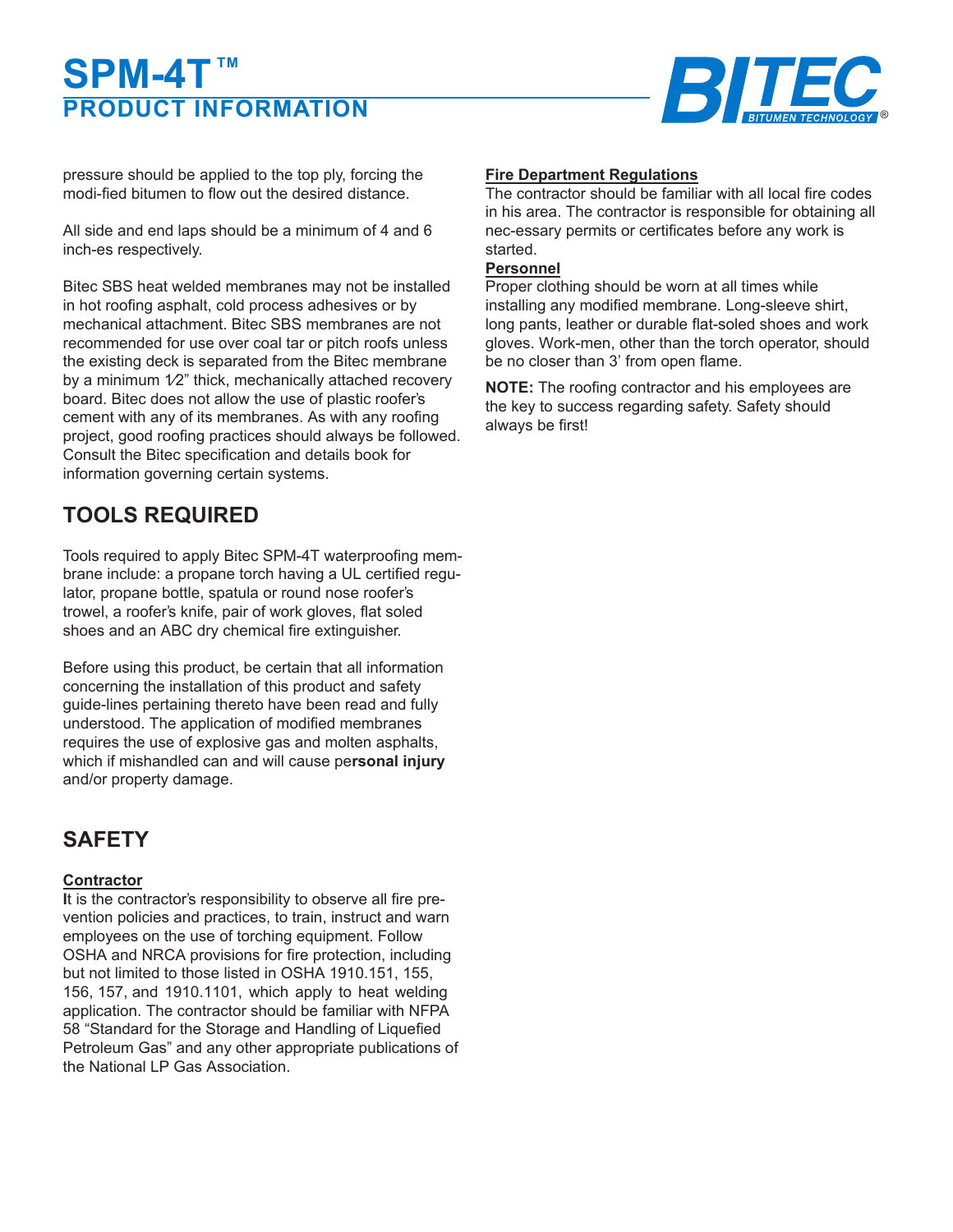pressure should be applied to the top ply, forcing the modi-fied bitumen to flow out the desired distance.

All side and end laps should be a minimum of 4 and 6 inch-es respectively.

Bitec SBS heat welded membranes may not be installed in hot roofing asphalt, cold process adhesives or by mechanical attachment. Bitec SBS membranes are not recommended for use over coal tar or pitch roofs unless the existing deck is separated from the Bitec membrane by a minimum 1⁄2" thick, mechanically attached recovery board. Bitec does not allow the use of plastic roofer's cement with any of its membranes. As with any roofing project, good roofing practices should always be followed. Consult the Bitec specification and details book for information governing certain systems.

## TOOLS REQUIRED

Tools required to apply Bitec SPM-4T waterproofing membrane include: a propane torch having a UL certified regulator, propane bottle, spatula or round nose roofer's trowel, a roofer's knife, pair of work gloves, flat soled shoes and an ABC dry chemical fire extinguisher.

Before using this product, be certain that all information concerning the installation of this product and safety guide-lines pertaining thereto have been read and fully understood. The application of modified membranes requires the use of explosive gas and molten asphalts, which if mishandled can and will cause pe**rsonal injury** and/or property damage.

## SAFETY

**Contractor**

It is the contractor's responsibility to observe all fire prevention policies and practices, to train, instruct and warn employees on the use of torching equipment. Follow OSHA and NRCA provisions for fire protection, including but not limited to those listed in OSHA 1910.151, 155, 156, 157, and 1910.1101, which apply to heat welding application. The contractor should be familiar with NFPA 58 "Standard for the Storage and Handling of Liquefied Petroleum Gas" and any other appropriate publications of the National LP Gas Association.

**Fire Department Regulations**

The contractor should be familiar with all local fire codes in his area. The contractor is responsible for obtaining all nec-essary permits or certificates before any work is started.

**Personnel**

Proper clothing should be worn at all times while installing any modified membrane. Long-sleeve shirt, long pants, leather or durable flat-soled shoes and work gloves. Work-men, other than the torch operator, should be no closer than 3' from open flame.

**NOTE:** The roofing contractor and his employees are the key to success regarding safety. Safety should always be first!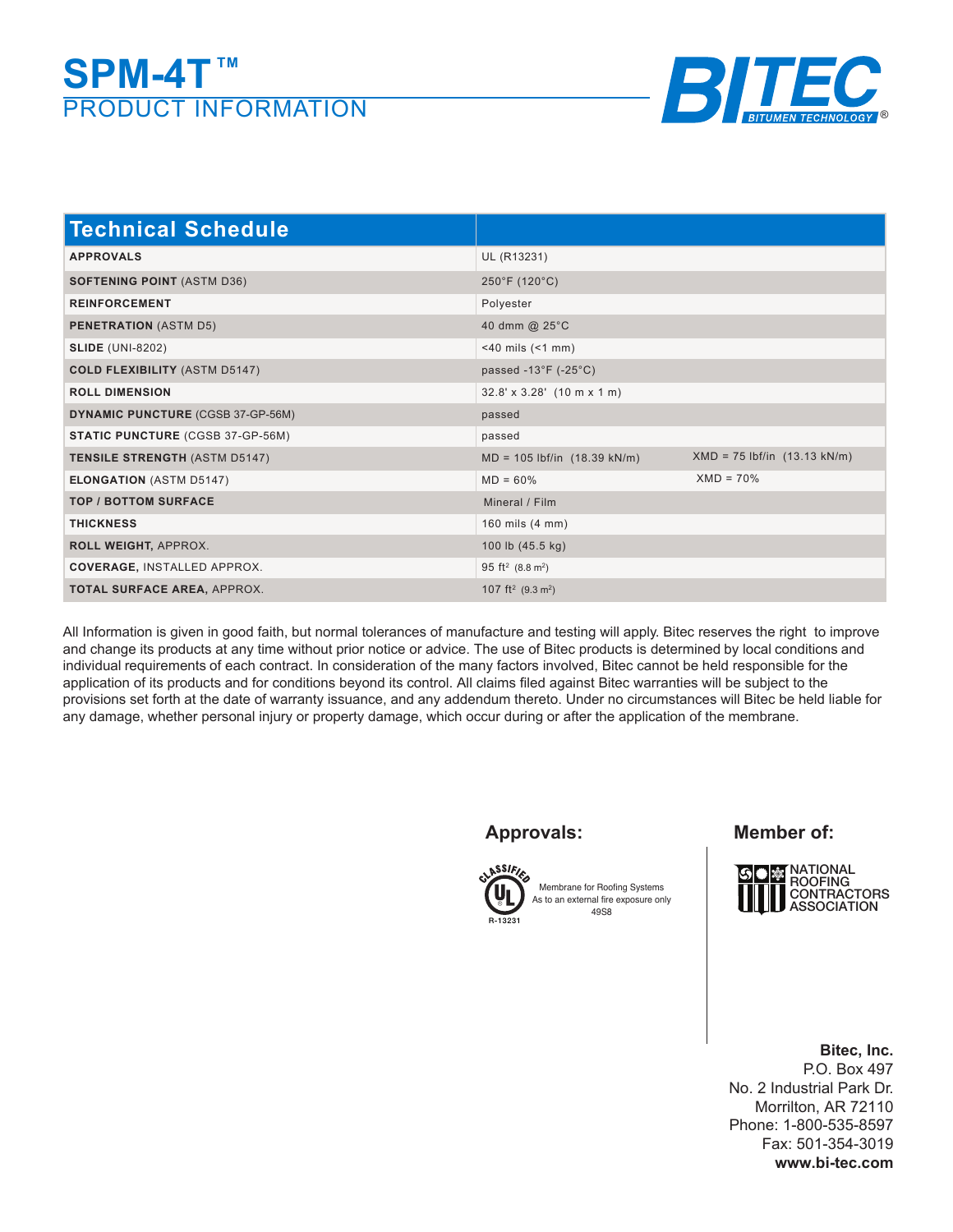# SPM-4T™

## PRODUCT INFORMATION

BITEC BITUMEN TECHNOLOGY®

| Technical Schedule | | |
|---|---|---|
| **APPROVALS** | UL (R13231) | |
| **SOFTENING POINT** (ASTM D36) | 250°F (120°C) | |
| **REINFORCEMENT** | Polyester | |
| **PENETRATION** (ASTM D5) | 40 dmm @ 25°C | |
| **SLIDE** (UNI-8202) | <40 mils (<1 mm) | |
| **COLD FLEXIBILITY** (ASTM D5147) | passed -13°F (-25°C) | |
| **ROLL DIMENSION** | 32.8' x 3.28' (10 m x 1 m) | |
| **DYNAMIC PUNCTURE** (CGSB 37-GP-56M) | passed | |
| **STATIC PUNCTURE** (CGSB 37-GP-56M) | passed | |
| **TENSILE STRENGTH** (ASTM D5147) | MD = 105 lbf/in (18.39 kN/m) | XMD = 75 lbf/in (13.13 kN/m) |
| **ELONGATION** (ASTM D5147) | MD = 60% | XMD = 70% |
| **TOP / BOTTOM SURFACE** | Mineral / Film | |
| **THICKNESS** | 160 mils (4 mm) | |
| **ROLL WEIGHT,** APPROX. | 100 lb (45.5 kg) | |
| **COVERAGE,** INSTALLED APPROX. | 95 ft² (8.8 m²) | |
| **TOTAL SURFACE AREA,** APPROX. | 107 ft² (9.3 m²) | |

All Information is given in good faith, but normal tolerances of manufacture and testing will apply. Bitec reserves the right to improve and change its products at any time without prior notice or advice. The use of Bitec products is determined by local conditions and individual requirements of each contract. In consideration of the many factors involved, Bitec cannot be held responsible for the application of its products and for conditions beyond its control. All claims filed against Bitec warranties will be subject to the provisions set forth at the date of warranty issuance, and any addendum thereto. Under no circumstances will Bitec be held liable for any damage, whether personal injury or property damage, which occur during or after the application of the membrane.

## Approvals:

CLASSIFIED UL R-13231

Membrane for Roofing Systems
As to an external fire exposure only
49S8

## Member of:

NATIONAL ROOFING CONTRACTORS ASSOCIATION

**Bitec, Inc.**
P.O. Box 497
No. 2 Industrial Park Dr.
Morrilton, AR 72110
Phone: 1-800-535-8597
Fax: 501-354-3019
**www.bi-tec.com**